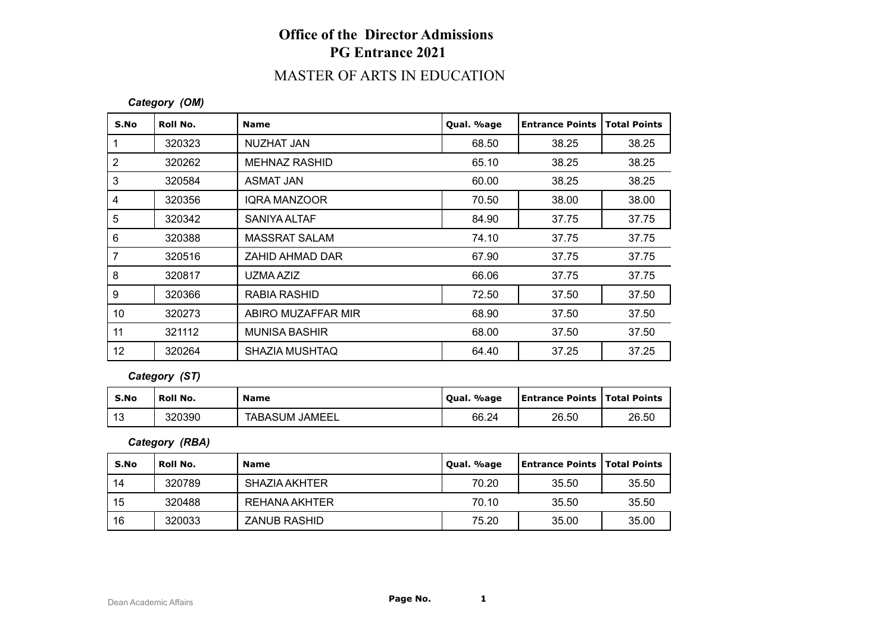# Office of the Director Admissions
## PG Entrance 2021

## MASTER OF ARTS IN EDUCATION

***Category (OM)***

| S.No | Roll No. | Name | Qual. %age | Entrance Points | Total Points |
|---|---|---|---|---|---|
| 1 | 320323 | NUZHAT JAN | 68.50 | 38.25 | 38.25 |
| 2 | 320262 | MEHNAZ RASHID | 65.10 | 38.25 | 38.25 |
| 3 | 320584 | ASMAT JAN | 60.00 | 38.25 | 38.25 |
| 4 | 320356 | IQRA MANZOOR | 70.50 | 38.00 | 38.00 |
| 5 | 320342 | SANIYA ALTAF | 84.90 | 37.75 | 37.75 |
| 6 | 320388 | MASSRAT SALAM | 74.10 | 37.75 | 37.75 |
| 7 | 320516 | ZAHID AHMAD DAR | 67.90 | 37.75 | 37.75 |
| 8 | 320817 | UZMA AZIZ | 66.06 | 37.75 | 37.75 |
| 9 | 320366 | RABIA RASHID | 72.50 | 37.50 | 37.50 |
| 10 | 320273 | ABIRO MUZAFFAR MIR | 68.90 | 37.50 | 37.50 |
| 11 | 321112 | MUNISA BASHIR | 68.00 | 37.50 | 37.50 |
| 12 | 320264 | SHAZIA MUSHTAQ | 64.40 | 37.25 | 37.25 |

***Category (ST)***

| S.No | Roll No. | Name | Qual. %age | Entrance Points | Total Points |
|---|---|---|---|---|---|
| 13 | 320390 | TABASUM JAMEEL | 66.24 | 26.50 | 26.50 |

***Category (RBA)***

| S.No | Roll No. | Name | Qual. %age | Entrance Points | Total Points |
|---|---|---|---|---|---|
| 14 | 320789 | SHAZIA AKHTER | 70.20 | 35.50 | 35.50 |
| 15 | 320488 | REHANA AKHTER | 70.10 | 35.50 | 35.50 |
| 16 | 320033 | ZANUB RASHID | 75.20 | 35.00 | 35.00 |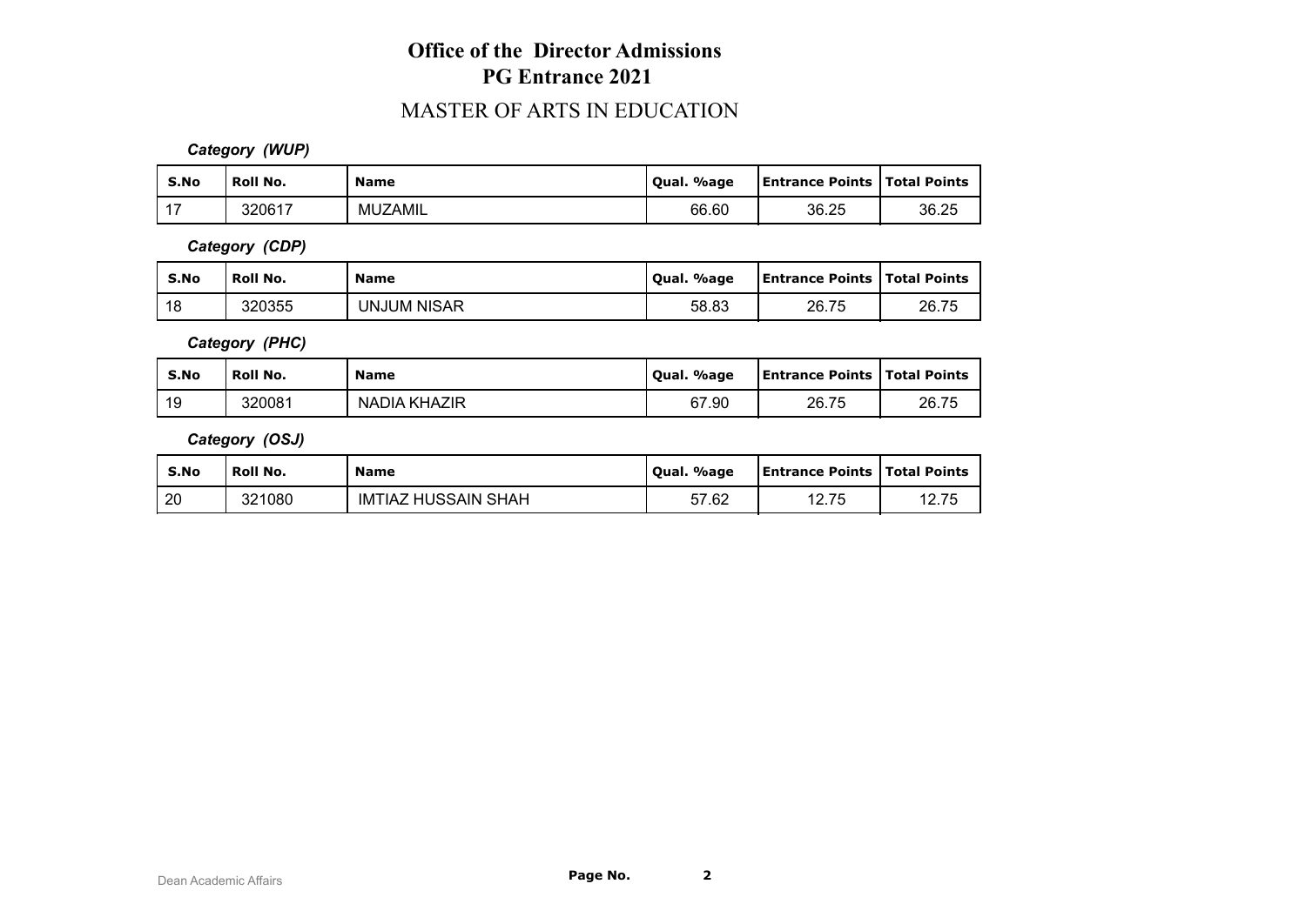# Office of the Director Admissions
# PG Entrance 2021

## MASTER OF ARTS IN EDUCATION

***Category (WUP)***

| S.No | Roll No. | Name | Qual. %age | Entrance Points | Total Points |
|---|---|---|---|---|---|
| 17 | 320617 | MUZAMIL | 66.60 | 36.25 | 36.25 |

***Category (CDP)***

| S.No | Roll No. | Name | Qual. %age | Entrance Points | Total Points |
|---|---|---|---|---|---|
| 18 | 320355 | UNJUM NISAR | 58.83 | 26.75 | 26.75 |

***Category (PHC)***

| S.No | Roll No. | Name | Qual. %age | Entrance Points | Total Points |
|---|---|---|---|---|---|
| 19 | 320081 | NADIA KHAZIR | 67.90 | 26.75 | 26.75 |

***Category (OSJ)***

| S.No | Roll No. | Name | Qual. %age | Entrance Points | Total Points |
|---|---|---|---|---|---|
| 20 | 321080 | IMTIAZ HUSSAIN SHAH | 57.62 | 12.75 | 12.75 |

Dean Academic Affairs